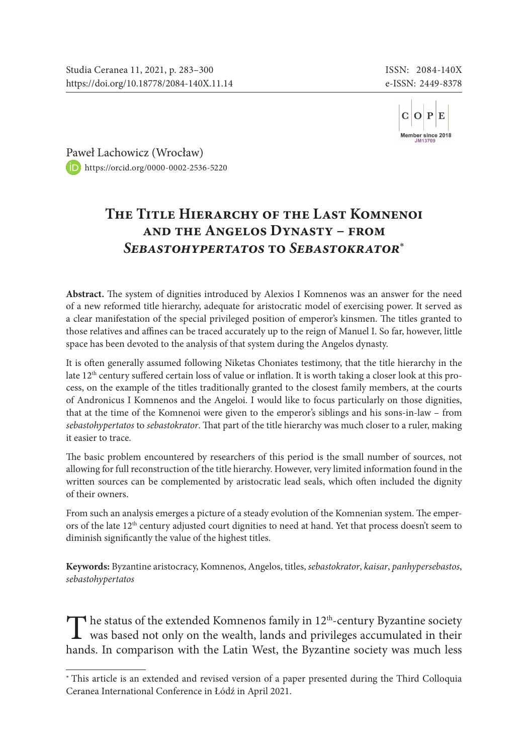Paweł Lachowicz (Wrocław)
https://orcid.org/0000-0002-2536-5220

# The Title Hierarchy of the Last Komnenoi and the Angelos Dynasty – from *Sebastohypertatos* to *Sebastokrator*[*]

**Abstract.** The system of dignities introduced by Alexios I Komnenos was an answer for the need of a new reformed title hierarchy, adequate for aristocratic model of exercising power. It served as a clear manifestation of the special privileged position of emperor's kinsmen. The titles granted to those relatives and affines can be traced accurately up to the reign of Manuel I. So far, however, little space has been devoted to the analysis of that system during the Angelos dynasty.

It is often generally assumed following Niketas Choniates testimony, that the title hierarchy in the late 12th century suffered certain loss of value or inflation. It is worth taking a closer look at this process, on the example of the titles traditionally granted to the closest family members, at the courts of Andronicus I Komnenos and the Angeloi. I would like to focus particularly on those dignities, that at the time of the Komnenoi were given to the emperor's siblings and his sons-in-law – from *sebastohypertatos* to *sebastokrator*. That part of the title hierarchy was much closer to a ruler, making it easier to trace.

The basic problem encountered by researchers of this period is the small number of sources, not allowing for full reconstruction of the title hierarchy. However, very limited information found in the written sources can be complemented by aristocratic lead seals, which often included the dignity of their owners.

From such an analysis emerges a picture of a steady evolution of the Komnenian system. The emperors of the late 12th century adjusted court dignities to need at hand. Yet that process doesn't seem to diminish significantly the value of the highest titles.

**Keywords:** Byzantine aristocracy, Komnenos, Angelos, titles, *sebastokrator*, *kaisar*, *panhypersebastos*, *sebastohypertatos*

The status of the extended Komnenos family in 12th-century Byzantine society was based not only on the wealth, lands and privileges accumulated in their hands. In comparison with the Latin West, the Byzantine society was much less

---

[*] This article is an extended and revised version of a paper presented during the Third Colloquia Ceranea International Conference in Łódź in April 2021.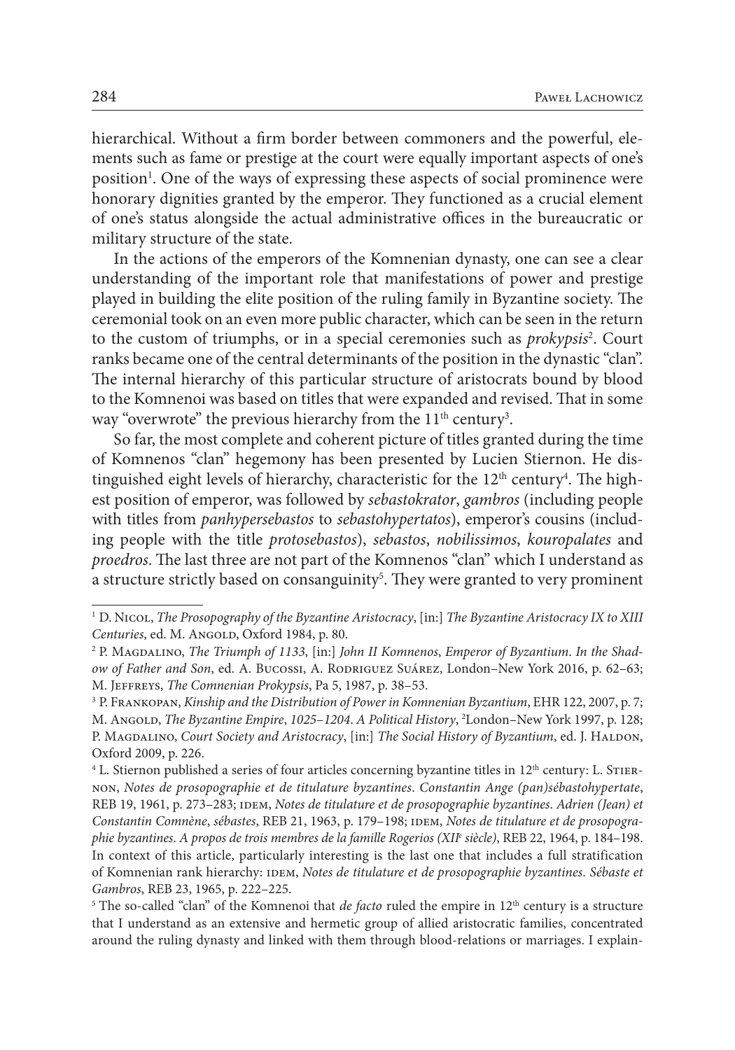hierarchical. Without a firm border between commoners and the powerful, elements such as fame or prestige at the court were equally important aspects of one's position[1]. One of the ways of expressing these aspects of social prominence were honorary dignities granted by the emperor. They functioned as a crucial element of one's status alongside the actual administrative offices in the bureaucratic or military structure of the state.

In the actions of the emperors of the Komnenian dynasty, one can see a clear understanding of the important role that manifestations of power and prestige played in building the elite position of the ruling family in Byzantine society. The ceremonial took on an even more public character, which can be seen in the return to the custom of triumphs, or in a special ceremonies such as *prokypsis*[2]. Court ranks became one of the central determinants of the position in the dynastic "clan". The internal hierarchy of this particular structure of aristocrats bound by blood to the Komnenoi was based on titles that were expanded and revised. That in some way "overwrote" the previous hierarchy from the 11th century[3].

So far, the most complete and coherent picture of titles granted during the time of Komnenos "clan" hegemony has been presented by Lucien Stiernon. He distinguished eight levels of hierarchy, characteristic for the 12th century[4]. The highest position of emperor, was followed by *sebastokrator*, *gambros* (including people with titles from *panhypersebastos* to *sebastohypertatos*), emperor's cousins (including people with the title *protosebastos*), *sebastos*, *nobilissimos*, *kouropalates* and *proedros*. The last three are not part of the Komnenos "clan" which I understand as a structure strictly based on consanguinity[5]. They were granted to very prominent

---

[1] D. Nicol, *The Prosopography of the Byzantine Aristocracy*, [in:] *The Byzantine Aristocracy IX to XIII Centuries*, ed. M. Angold, Oxford 1984, p. 80.

[2] P. Magdalino, *The Triumph of 1133*, [in:] *John II Komnenos, Emperor of Byzantium. In the Shadow of Father and Son*, ed. A. Bucossi, A. Rodriguez Suárez, London–New York 2016, p. 62–63; M. Jeffreys, *The Comnenian Prokypsis*, Pa 5, 1987, p. 38–53.

[3] P. Frankopan, *Kinship and the Distribution of Power in Komnenian Byzantium*, EHR 122, 2007, p. 7; M. Angold, *The Byzantine Empire, 1025–1204. A Political History*, 2London–New York 1997, p. 128; P. Magdalino, *Court Society and Aristocracy*, [in:] *The Social History of Byzantium*, ed. J. Haldon, Oxford 2009, p. 226.

[4] L. Stiernon published a series of four articles concerning byzantine titles in 12th century: L. Stiernon, *Notes de prosopographie et de titulature byzantines. Constantin Ange (pan)sébastohypertate*, REB 19, 1961, p. 273–283; idem, *Notes de titulature et de prosopographie byzantines. Adrien (Jean) et Constantin Comnène, sébastes*, REB 21, 1963, p. 179–198; idem, *Notes de titulature et de prosopographie byzantines. A propos de trois membres de la famille Rogerios (XIIe siècle)*, REB 22, 1964, p. 184–198. In context of this article, particularly interesting is the last one that includes a full stratification of Komnenian rank hierarchy: idem, *Notes de titulature et de prosopographie byzantines. Sébaste et Gambros*, REB 23, 1965, p. 222–225.

[5] The so-called "clan" of the Komnenoi that *de facto* ruled the empire in 12th century is a structure that I understand as an extensive and hermetic group of allied aristocratic families, concentrated around the ruling dynasty and linked with them through blood-relations or marriages. I explain-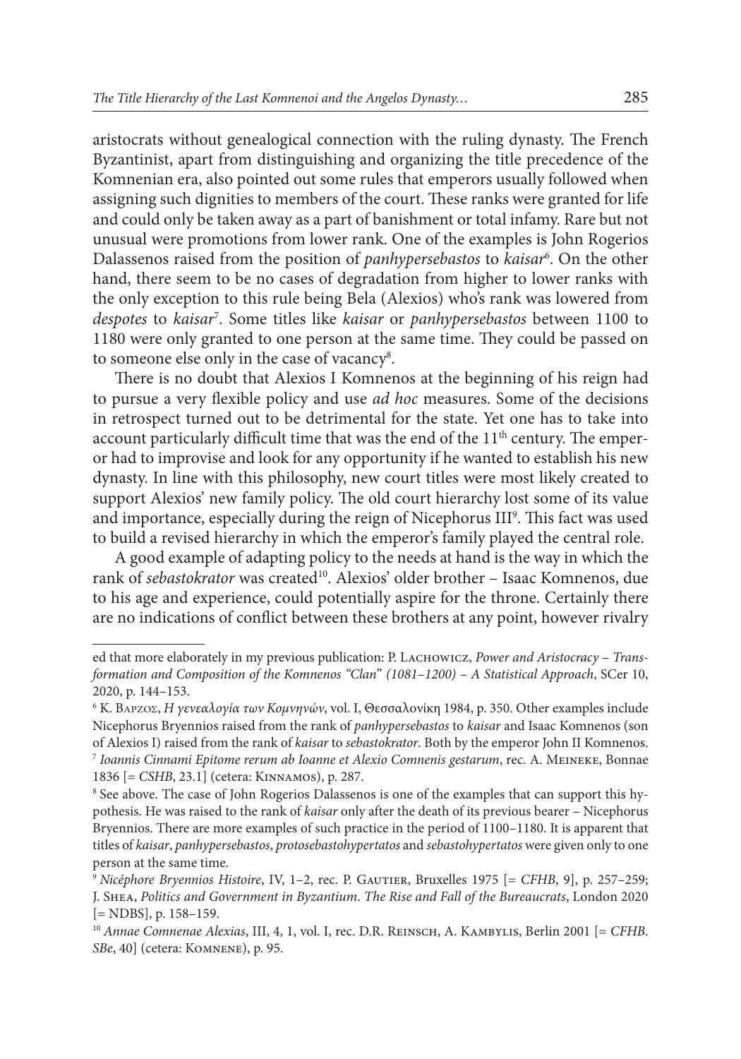aristocrats without genealogical connection with the ruling dynasty. The French Byzantinist, apart from distinguishing and organizing the title precedence of the Komnenian era, also pointed out some rules that emperors usually followed when assigning such dignities to members of the court. These ranks were granted for life and could only be taken away as a part of banishment or total infamy. Rare but not unusual were promotions from lower rank. One of the examples is John Rogerios Dalassenos raised from the position of *panhypersebastos* to *kaisar*[6]. On the other hand, there seem to be no cases of degradation from higher to lower ranks with the only exception to this rule being Bela (Alexios) who's rank was lowered from *despotes* to *kaisar*[7]. Some titles like *kaisar* or *panhypersebastos* between 1100 to 1180 were only granted to one person at the same time. They could be passed on to someone else only in the case of vacancy[8].

There is no doubt that Alexios I Komnenos at the beginning of his reign had to pursue a very flexible policy and use *ad hoc* measures. Some of the decisions in retrospect turned out to be detrimental for the state. Yet one has to take into account particularly difficult time that was the end of the 11th century. The emperor had to improvise and look for any opportunity if he wanted to establish his new dynasty. In line with this philosophy, new court titles were most likely created to support Alexios' new family policy. The old court hierarchy lost some of its value and importance, especially during the reign of Nicephorus III[9]. This fact was used to build a revised hierarchy in which the emperor's family played the central role.

A good example of adapting policy to the needs at hand is the way in which the rank of *sebastokrator* was created[10]. Alexios' older brother – Isaac Komnenos, due to his age and experience, could potentially aspire for the throne. Certainly there are no indications of conflict between these brothers at any point, however rivalry

---

ed that more elaborately in my previous publication: P. Lachowicz, *Power and Aristocracy – Transformation and Composition of the Komnenos "Clan" (1081–1200) – A Statistical Approach*, SCer 10, 2020, p. 144–153.

[6] Κ. Βαρζος, *Η γενεαλογία των Κομνηνών*, vol. I, Θεσσαλονίκη 1984, p. 350. Other examples include Nicephorus Bryennios raised from the rank of *panhypersebastos* to *kaisar* and Isaac Komnenos (son of Alexios I) raised from the rank of *kaisar* to *sebastokrator*. Both by the emperor John II Komnenos.

[7] *Ioannis Cinnami Epitome rerum ab Ioanne et Alexio Comnenis gestarum*, rec. A. Meineke, Bonnae 1836 [= *CSHB*, 23.1] (cetera: Kinnamos), p. 287.

[8] See above. The case of John Rogerios Dalassenos is one of the examples that can support this hypothesis. He was raised to the rank of *kaisar* only after the death of its previous bearer – Nicephorus Bryennios. There are more examples of such practice in the period of 1100–1180. It is apparent that titles of *kaisar*, *panhypersebastos*, *protosebastohypertatos* and *sebastohypertatos* were given only to one person at the same time.

[9] *Nicéphore Bryennios Histoire*, IV, 1–2, rec. P. Gautier, Bruxelles 1975 [= *CFHB*, 9], p. 257–259; J. Shea, *Politics and Government in Byzantium. The Rise and Fall of the Bureaucrats*, London 2020 [= NDBS], p. 158–159.

[10] *Annae Comnenae Alexias*, III, 4, 1, vol. I, rec. D.R. Reinsch, A. Kambylis, Berlin 2001 [= *CFHB*. *SBe*, 40] (cetera: Komnene), p. 95.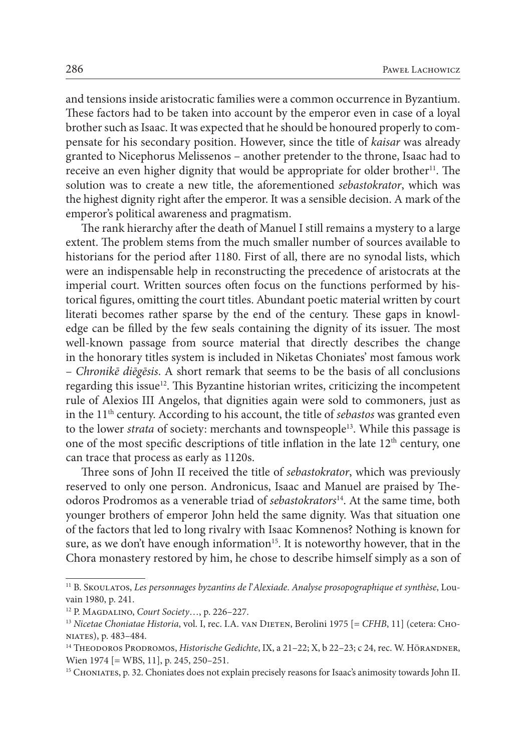and tensions inside aristocratic families were a common occurrence in Byzantium. These factors had to be taken into account by the emperor even in case of a loyal brother such as Isaac. It was expected that he should be honoured properly to compensate for his secondary position. However, since the title of *kaisar* was already granted to Nicephorus Melissenos – another pretender to the throne, Isaac had to receive an even higher dignity that would be appropriate for older brother[11]. The solution was to create a new title, the aforementioned *sebastokrator*, which was the highest dignity right after the emperor. It was a sensible decision. A mark of the emperor's political awareness and pragmatism.

The rank hierarchy after the death of Manuel I still remains a mystery to a large extent. The problem stems from the much smaller number of sources available to historians for the period after 1180. First of all, there are no synodal lists, which were an indispensable help in reconstructing the precedence of aristocrats at the imperial court. Written sources often focus on the functions performed by historical figures, omitting the court titles. Abundant poetic material written by court literati becomes rather sparse by the end of the century. These gaps in knowledge can be filled by the few seals containing the dignity of its issuer. The most well-known passage from source material that directly describes the change in the honorary titles system is included in Niketas Choniates' most famous work – *Chronikē diēgēsis*. A short remark that seems to be the basis of all conclusions regarding this issue[12]. This Byzantine historian writes, criticizing the incompetent rule of Alexios III Angelos, that dignities again were sold to commoners, just as in the 11th century. According to his account, the title of *sebastos* was granted even to the lower *strata* of society: merchants and townspeople[13]. While this passage is one of the most specific descriptions of title inflation in the late 12th century, one can trace that process as early as 1120s.

Three sons of John II received the title of *sebastokrator*, which was previously reserved to only one person. Andronicus, Isaac and Manuel are praised by Theodoros Prodromos as a venerable triad of *sebastokrators*[14]. At the same time, both younger brothers of emperor John held the same dignity. Was that situation one of the factors that led to long rivalry with Isaac Komnenos? Nothing is known for sure, as we don't have enough information[15]. It is noteworthy however, that in the Chora monastery restored by him, he chose to describe himself simply as a son of

---

[11] B. Skoulatos, *Les personnages byzantins de l'Alexiade. Analyse prosopographique et synthèse*, Louvain 1980, p. 241.

[12] P. Magdalino, *Court Society*…, p. 226–227.

[13] *Nicetae Choniatae Historia*, vol. I, rec. I.A. van Dieten, Berolini 1975 [= *CFHB*, 11] (cetera: Choniates), p. 483–484.

[14] Theodoros Prodromos, *Historische Gedichte*, IX, a 21–22; X, b 22–23; c 24, rec. W. Hörandner, Wien 1974 [= WBS, 11], p. 245, 250–251.

[15] Choniates, p. 32. Choniates does not explain precisely reasons for Isaac's animosity towards John II.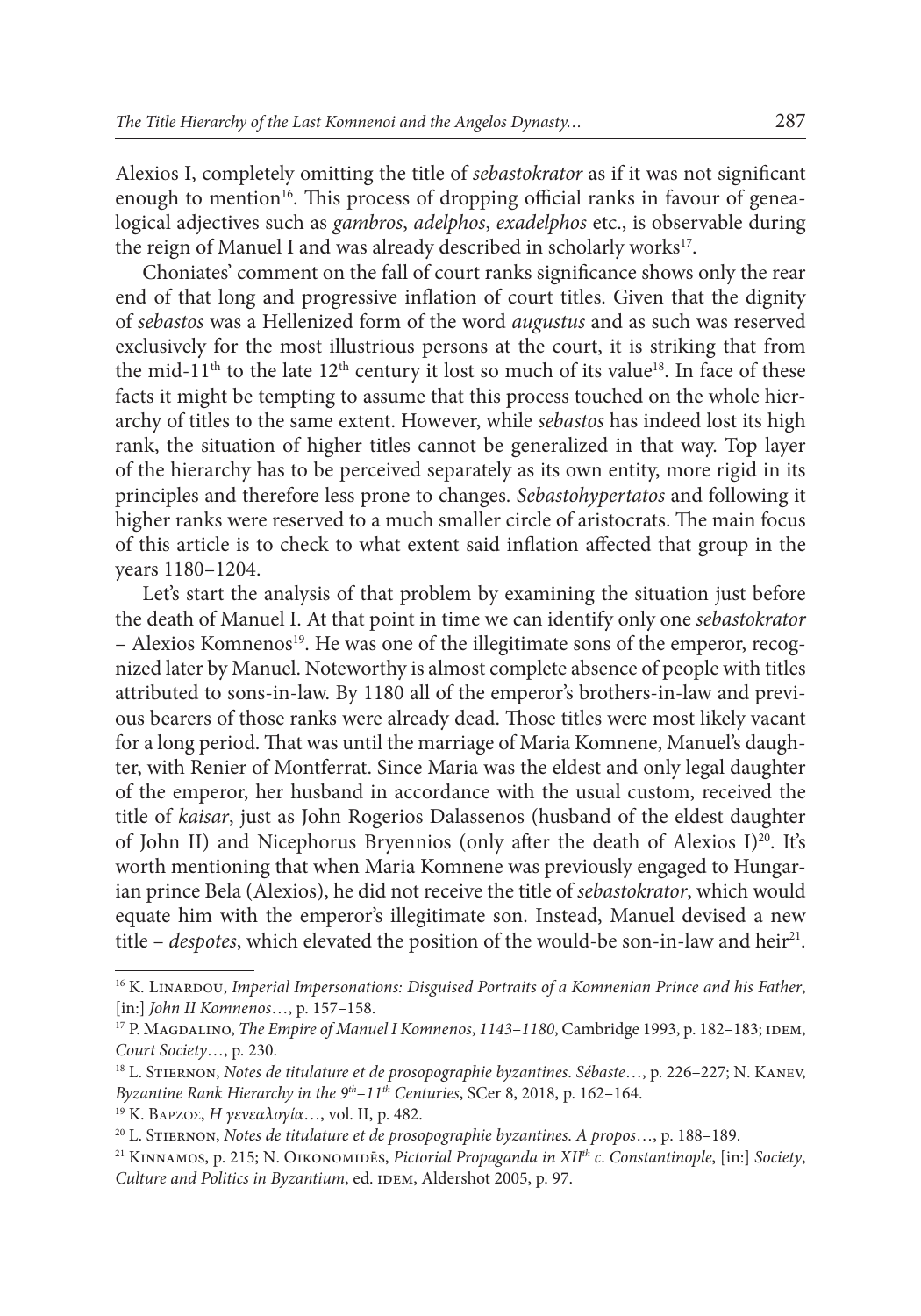Alexios I, completely omitting the title of *sebastokrator* as if it was not significant enough to mention[16]. This process of dropping official ranks in favour of genealogical adjectives such as *gambros*, *adelphos*, *exadelphos* etc., is observable during the reign of Manuel I and was already described in scholarly works[17].

Choniates' comment on the fall of court ranks significance shows only the rear end of that long and progressive inflation of court titles. Given that the dignity of *sebastos* was a Hellenized form of the word *augustus* and as such was reserved exclusively for the most illustrious persons at the court, it is striking that from the mid-11th to the late 12th century it lost so much of its value[18]. In face of these facts it might be tempting to assume that this process touched on the whole hierarchy of titles to the same extent. However, while *sebastos* has indeed lost its high rank, the situation of higher titles cannot be generalized in that way. Top layer of the hierarchy has to be perceived separately as its own entity, more rigid in its principles and therefore less prone to changes. *Sebastohypertatos* and following it higher ranks were reserved to a much smaller circle of aristocrats. The main focus of this article is to check to what extent said inflation affected that group in the years 1180–1204.

Let's start the analysis of that problem by examining the situation just before the death of Manuel I. At that point in time we can identify only one *sebastokrator* – Alexios Komnenos[19]. He was one of the illegitimate sons of the emperor, recognized later by Manuel. Noteworthy is almost complete absence of people with titles attributed to sons-in-law. By 1180 all of the emperor's brothers-in-law and previous bearers of those ranks were already dead. Those titles were most likely vacant for a long period. That was until the marriage of Maria Komnene, Manuel's daughter, with Renier of Montferrat. Since Maria was the eldest and only legal daughter of the emperor, her husband in accordance with the usual custom, received the title of *kaisar*, just as John Rogerios Dalassenos (husband of the eldest daughter of John II) and Nicephorus Bryennios (only after the death of Alexios I)[20]. It's worth mentioning that when Maria Komnene was previously engaged to Hungarian prince Bela (Alexios), he did not receive the title of *sebastokrator*, which would equate him with the emperor's illegitimate son. Instead, Manuel devised a new title – *despotes*, which elevated the position of the would-be son-in-law and heir[21].

---

[16] K. Linardou, *Imperial Impersonations: Disguised Portraits of a Komnenian Prince and his Father*, [in:] *John II Komnenos*…, p. 157–158.

[17] P. Magdalino, *The Empire of Manuel I Komnenos*, *1143–1180*, Cambridge 1993, p. 182–183; idem, *Court Society*…, p. 230.

[18] L. Stiernon, *Notes de titulature et de prosopographie byzantines. Sébaste*…, p. 226–227; N. Kanev, *Byzantine Rank Hierarchy in the 9th–11th Centuries*, SCer 8, 2018, p. 162–164.

[19] K. Βαρζος, *Η γενεαλογία*…, vol. II, p. 482.

[20] L. Stiernon, *Notes de titulature et de prosopographie byzantines. A propos*…, p. 188–189.

[21] Kinnamos, p. 215; N. Oikonomidēs, *Pictorial Propaganda in XIIth c. Constantinople*, [in:] *Society*, *Culture and Politics in Byzantium*, ed. idem, Aldershot 2005, p. 97.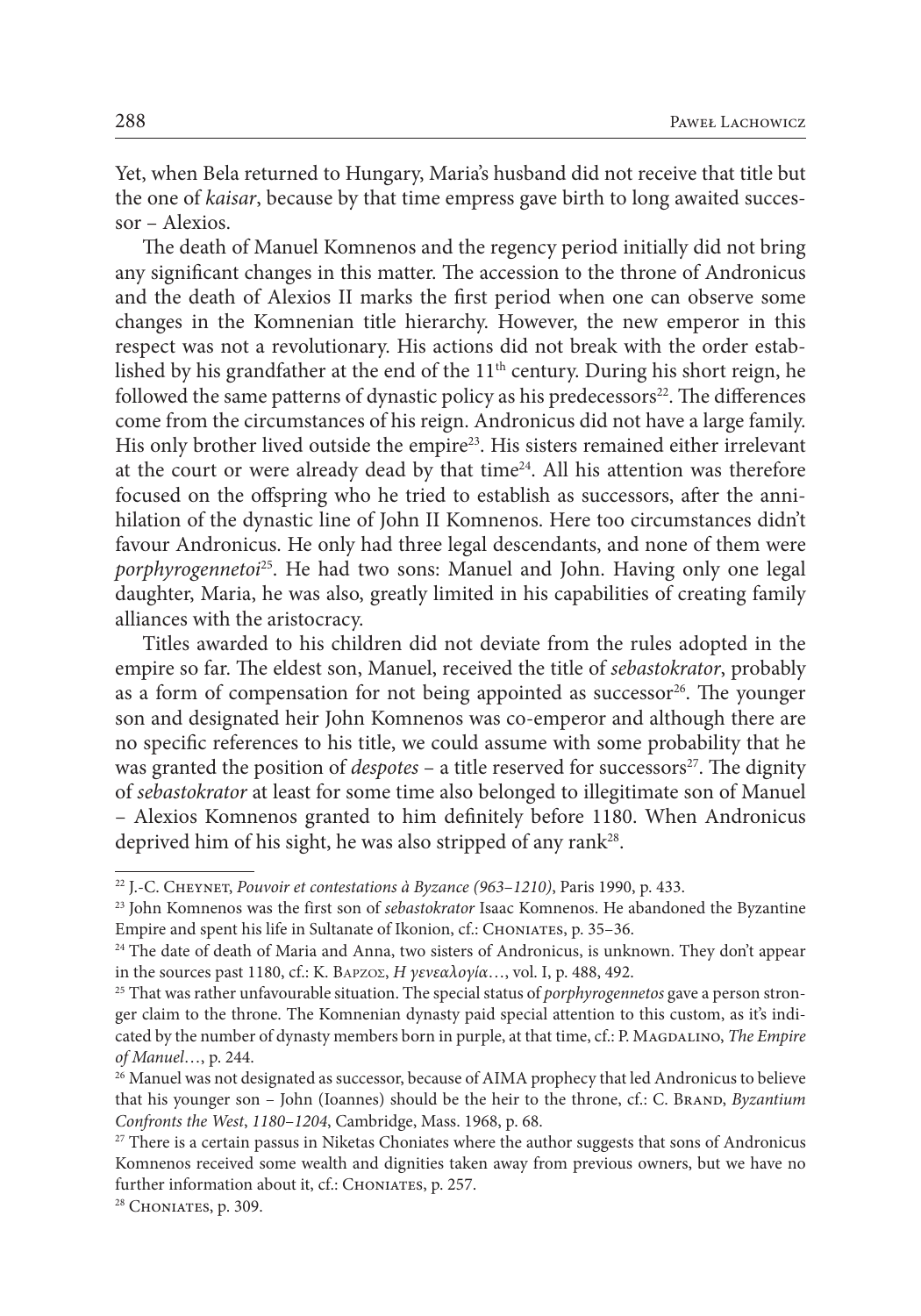Yet, when Bela returned to Hungary, Maria's husband did not receive that title but the one of *kaisar*, because by that time empress gave birth to long awaited successor – Alexios.

The death of Manuel Komnenos and the regency period initially did not bring any significant changes in this matter. The accession to the throne of Andronicus and the death of Alexios II marks the first period when one can observe some changes in the Komnenian title hierarchy. However, the new emperor in this respect was not a revolutionary. His actions did not break with the order established by his grandfather at the end of the 11th century. During his short reign, he followed the same patterns of dynastic policy as his predecessors[22]. The differences come from the circumstances of his reign. Andronicus did not have a large family. His only brother lived outside the empire[23]. His sisters remained either irrelevant at the court or were already dead by that time[24]. All his attention was therefore focused on the offspring who he tried to establish as successors, after the annihilation of the dynastic line of John II Komnenos. Here too circumstances didn't favour Andronicus. He only had three legal descendants, and none of them were *porphyrogennetoi*[25]. He had two sons: Manuel and John. Having only one legal daughter, Maria, he was also, greatly limited in his capabilities of creating family alliances with the aristocracy.

Titles awarded to his children did not deviate from the rules adopted in the empire so far. The eldest son, Manuel, received the title of *sebastokrator*, probably as a form of compensation for not being appointed as successor[26]. The younger son and designated heir John Komnenos was co-emperor and although there are no specific references to his title, we could assume with some probability that he was granted the position of *despotes* – a title reserved for successors[27]. The dignity of *sebastokrator* at least for some time also belonged to illegitimate son of Manuel – Alexios Komnenos granted to him definitely before 1180. When Andronicus deprived him of his sight, he was also stripped of any rank[28].

---

[22] J.-C. Cheynet, *Pouvoir et contestations à Byzance (963–1210)*, Paris 1990, p. 433.

[23] John Komnenos was the first son of *sebastokrator* Isaac Komnenos. He abandoned the Byzantine Empire and spent his life in Sultanate of Ikonion, cf.: Choniates, p. 35–36.

[24] The date of death of Maria and Anna, two sisters of Andronicus, is unknown. They don't appear in the sources past 1180, cf.: K. Βαρζος, *Η γενεαλογία*…, vol. I, p. 488, 492.

[25] That was rather unfavourable situation. The special status of *porphyrogennetos* gave a person stronger claim to the throne. The Komnenian dynasty paid special attention to this custom, as it's indicated by the number of dynasty members born in purple, at that time, cf.: P. Magdalino, *The Empire of Manuel*…, p. 244.

[26] Manuel was not designated as successor, because of AIMA prophecy that led Andronicus to believe that his younger son – John (Ioannes) should be the heir to the throne, cf.: C. Brand, *Byzantium Confronts the West*, *1180–1204*, Cambridge, Mass. 1968, p. 68.

[27] There is a certain passus in Niketas Choniates where the author suggests that sons of Andronicus Komnenos received some wealth and dignities taken away from previous owners, but we have no further information about it, cf.: Choniates, p. 257.

[28] Choniates, p. 309.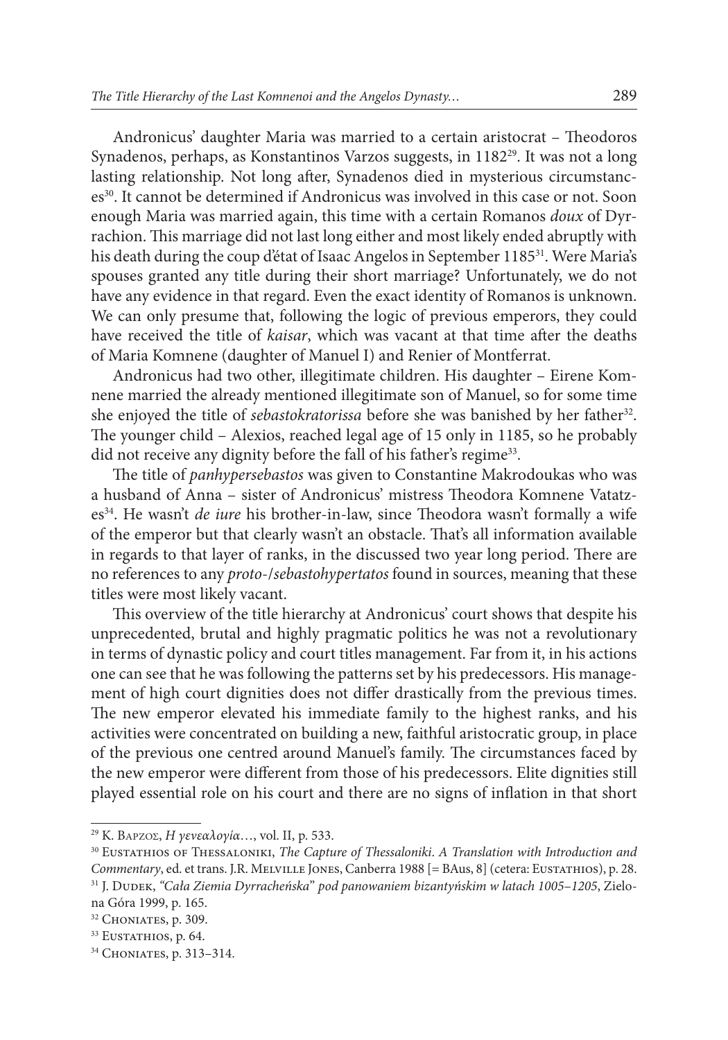Andronicus' daughter Maria was married to a certain aristocrat – Theodoros Synadenos, perhaps, as Konstantinos Varzos suggests, in 1182[29]. It was not a long lasting relationship. Not long after, Synadenos died in mysterious circumstances[30]. It cannot be determined if Andronicus was involved in this case or not. Soon enough Maria was married again, this time with a certain Romanos *doux* of Dyrrachion. This marriage did not last long either and most likely ended abruptly with his death during the coup d'état of Isaac Angelos in September 1185[31]. Were Maria's spouses granted any title during their short marriage? Unfortunately, we do not have any evidence in that regard. Even the exact identity of Romanos is unknown. We can only presume that, following the logic of previous emperors, they could have received the title of *kaisar*, which was vacant at that time after the deaths of Maria Komnene (daughter of Manuel I) and Renier of Montferrat.

Andronicus had two other, illegitimate children. His daughter – Eirene Komnene married the already mentioned illegitimate son of Manuel, so for some time she enjoyed the title of *sebastokratorissa* before she was banished by her father[32]. The younger child – Alexios, reached legal age of 15 only in 1185, so he probably did not receive any dignity before the fall of his father's regime[33].

The title of *panhypersebastos* was given to Constantine Makrodoukas who was a husband of Anna – sister of Andronicus' mistress Theodora Komnene Vatatzes[34]. He wasn't *de iure* his brother-in-law, since Theodora wasn't formally a wife of the emperor but that clearly wasn't an obstacle. That's all information available in regards to that layer of ranks, in the discussed two year long period. There are no references to any *proto-/sebastohypertatos* found in sources, meaning that these titles were most likely vacant.

This overview of the title hierarchy at Andronicus' court shows that despite his unprecedented, brutal and highly pragmatic politics he was not a revolutionary in terms of dynastic policy and court titles management. Far from it, in his actions one can see that he was following the patterns set by his predecessors. His management of high court dignities does not differ drastically from the previous times. The new emperor elevated his immediate family to the highest ranks, and his activities were concentrated on building a new, faithful aristocratic group, in place of the previous one centred around Manuel's family. The circumstances faced by the new emperor were different from those of his predecessors. Elite dignities still played essential role on his court and there are no signs of inflation in that short

---

[29] K. Βαρζος, *Η γενεαλογία…*, vol. II, p. 533.

[30] Eustathios of Thessaloniki, *The Capture of Thessaloniki. A Translation with Introduction and Commentary*, ed. et trans. J.R. Melville Jones, Canberra 1988 [= BAus, 8] (cetera: Eustathios), p. 28.

[31] J. Dudek, *"Cała Ziemia Dyrracheńska" pod panowaniem bizantyńskim w latach 1005–1205*, Zielona Góra 1999, p. 165.

[32] Choniates, p. 309.

[33] Eustathios, p. 64.

[34] Choniates, p. 313–314.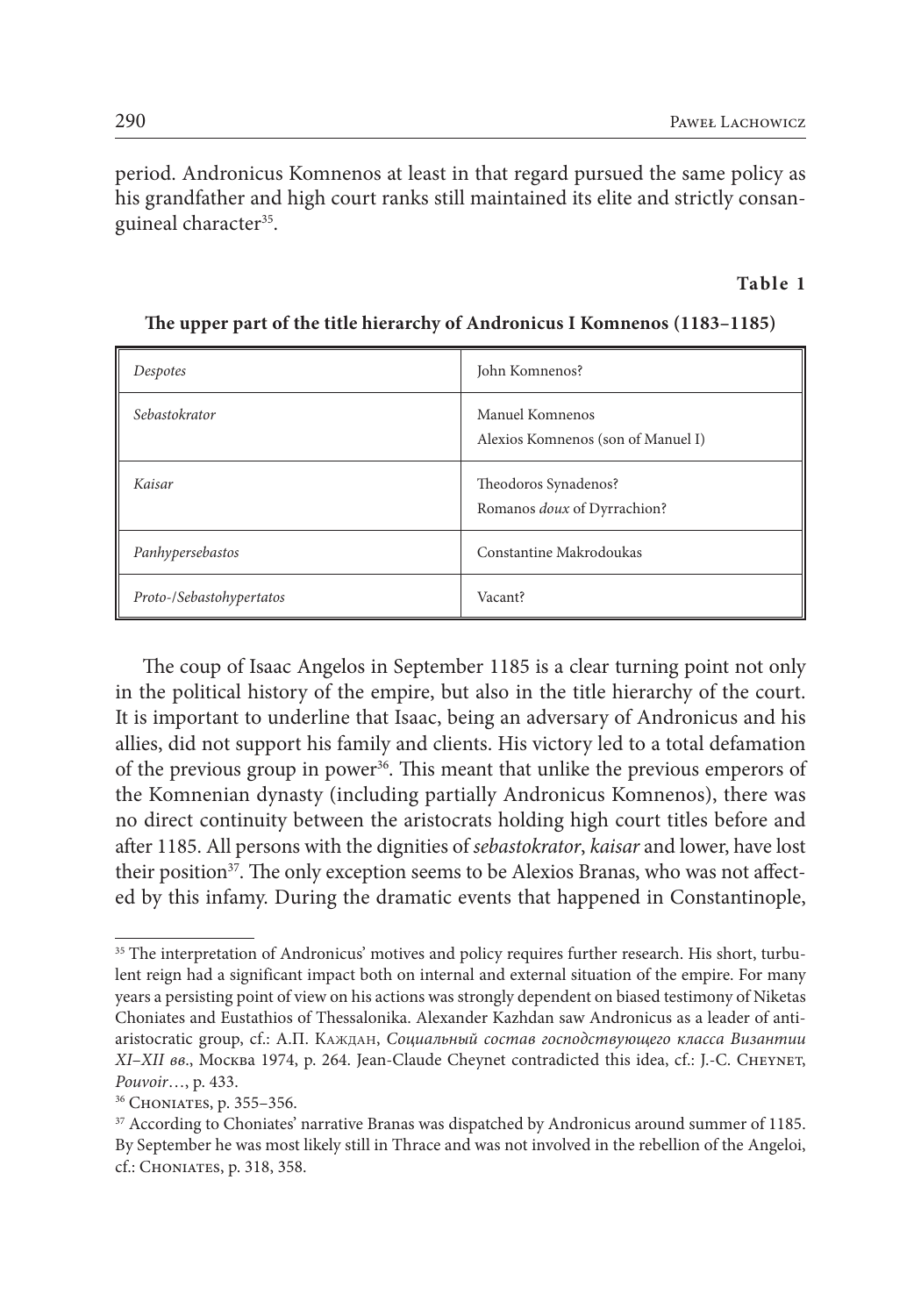period. Andronicus Komnenos at least in that regard pursued the same policy as his grandfather and high court ranks still maintained its elite and strictly consanguineal character[35].

**Table 1**

**The upper part of the title hierarchy of Andronicus I Komnenos (1183–1185)**

| | |
|---|---|
| *Despotes* | John Komnenos? |
| *Sebastokrator* | Manuel Komnenos<br>Alexios Komnenos (son of Manuel I) |
| *Kaisar* | Theodoros Synadenos?<br>Romanos *doux* of Dyrrachion? |
| *Panhypersebastos* | Constantine Makrodoukas |
| *Proto-/Sebastohypertatos* | Vacant? |

The coup of Isaac Angelos in September 1185 is a clear turning point not only in the political history of the empire, but also in the title hierarchy of the court. It is important to underline that Isaac, being an adversary of Andronicus and his allies, did not support his family and clients. His victory led to a total defamation of the previous group in power[36]. This meant that unlike the previous emperors of the Komnenian dynasty (including partially Andronicus Komnenos), there was no direct continuity between the aristocrats holding high court titles before and after 1185. All persons with the dignities of *sebastokrator*, *kaisar* and lower, have lost their position[37]. The only exception seems to be Alexios Branas, who was not affected by this infamy. During the dramatic events that happened in Constantinople,

---

[35] The interpretation of Andronicus' motives and policy requires further research. His short, turbulent reign had a significant impact both on internal and external situation of the empire. For many years a persisting point of view on his actions was strongly dependent on biased testimony of Niketas Choniates and Eustathios of Thessalonika. Alexander Kazhdan saw Andronicus as a leader of anti-aristocratic group, cf.: А.П. Каждан, *Социальный состав господствующего класса Византии XI–XII вв.*, Москва 1974, p. 264. Jean-Claude Cheynet contradicted this idea, cf.: J.-C. Cheynet, *Pouvoir*…, p. 433.

[36] Choniates, p. 355–356.

[37] According to Choniates' narrative Branas was dispatched by Andronicus around summer of 1185. By September he was most likely still in Thrace and was not involved in the rebellion of the Angeloi, cf.: Choniates, p. 318, 358.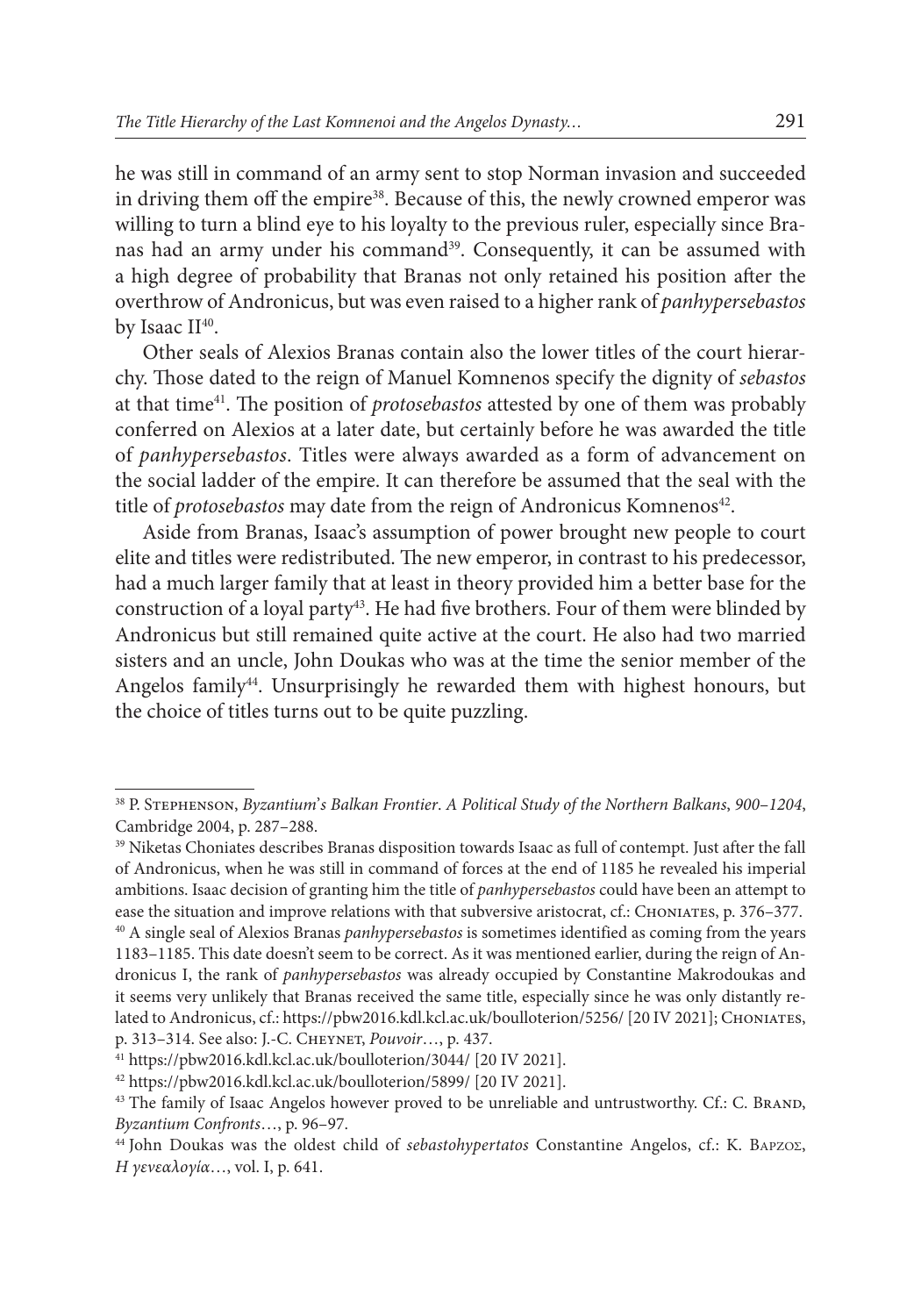he was still in command of an army sent to stop Norman invasion and succeeded in driving them off the empire[38]. Because of this, the newly crowned emperor was willing to turn a blind eye to his loyalty to the previous ruler, especially since Branas had an army under his command[39]. Consequently, it can be assumed with a high degree of probability that Branas not only retained his position after the overthrow of Andronicus, but was even raised to a higher rank of *panhypersebastos* by Isaac II[40].

Other seals of Alexios Branas contain also the lower titles of the court hierarchy. Those dated to the reign of Manuel Komnenos specify the dignity of *sebastos* at that time[41]. The position of *protosebastos* attested by one of them was probably conferred on Alexios at a later date, but certainly before he was awarded the title of *panhypersebastos*. Titles were always awarded as a form of advancement on the social ladder of the empire. It can therefore be assumed that the seal with the title of *protosebastos* may date from the reign of Andronicus Komnenos[42].

Aside from Branas, Isaac's assumption of power brought new people to court elite and titles were redistributed. The new emperor, in contrast to his predecessor, had a much larger family that at least in theory provided him a better base for the construction of a loyal party[43]. He had five brothers. Four of them were blinded by Andronicus but still remained quite active at the court. He also had two married sisters and an uncle, John Doukas who was at the time the senior member of the Angelos family[44]. Unsurprisingly he rewarded them with highest honours, but the choice of titles turns out to be quite puzzling.

---

[38] P. Stephenson, *Byzantium's Balkan Frontier*. *A Political Study of the Northern Balkans, 900–1204*, Cambridge 2004, p. 287–288.

[39] Niketas Choniates describes Branas disposition towards Isaac as full of contempt. Just after the fall of Andronicus, when he was still in command of forces at the end of 1185 he revealed his imperial ambitions. Isaac decision of granting him the title of *panhypersebastos* could have been an attempt to ease the situation and improve relations with that subversive aristocrat, cf.: Choniates, p. 376–377.

[40] A single seal of Alexios Branas *panhypersebastos* is sometimes identified as coming from the years 1183–1185. This date doesn't seem to be correct. As it was mentioned earlier, during the reign of Andronicus I, the rank of *panhypersebastos* was already occupied by Constantine Makrodoukas and it seems very unlikely that Branas received the same title, especially since he was only distantly related to Andronicus, cf.: https://pbw2016.kdl.kcl.ac.uk/boulloterion/5256/ [20 IV 2021]; Choniates, p. 313–314. See also: J.-C. Cheynet, *Pouvoir*…, p. 437.

[41] https://pbw2016.kdl.kcl.ac.uk/boulloterion/3044/ [20 IV 2021].

[42] https://pbw2016.kdl.kcl.ac.uk/boulloterion/5899/ [20 IV 2021].

[43] The family of Isaac Angelos however proved to be unreliable and untrustworthy. Cf.: C. Brand, *Byzantium Confronts*…, p. 96–97.

[44] John Doukas was the oldest child of *sebastohypertatos* Constantine Angelos, cf.: K. Βαρζος, *Η γενεαλογία*…, vol. I, p. 641.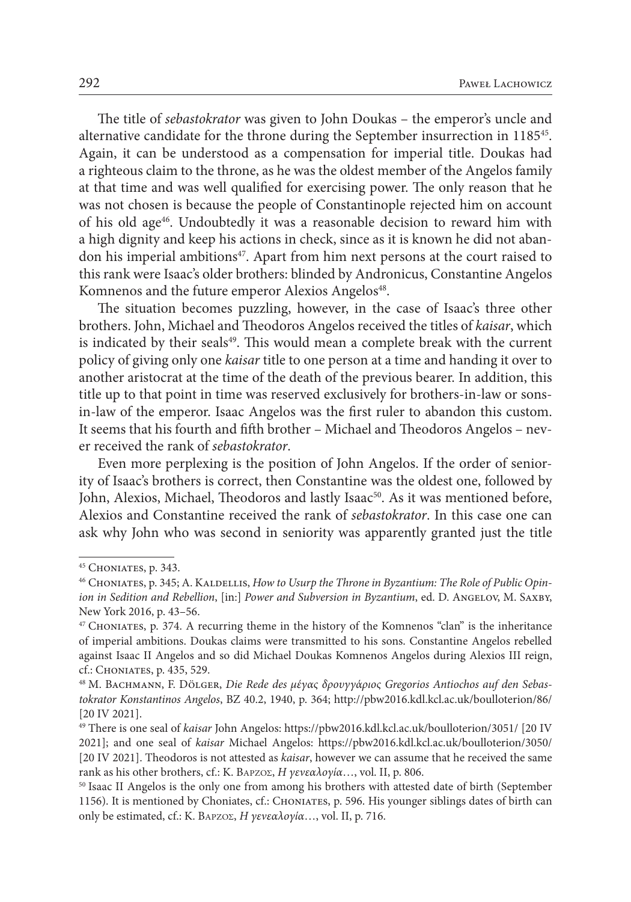The title of *sebastokrator* was given to John Doukas – the emperor's uncle and alternative candidate for the throne during the September insurrection in 1185[45]. Again, it can be understood as a compensation for imperial title. Doukas had a righteous claim to the throne, as he was the oldest member of the Angelos family at that time and was well qualified for exercising power. The only reason that he was not chosen is because the people of Constantinople rejected him on account of his old age[46]. Undoubtedly it was a reasonable decision to reward him with a high dignity and keep his actions in check, since as it is known he did not abandon his imperial ambitions[47]. Apart from him next persons at the court raised to this rank were Isaac's older brothers: blinded by Andronicus, Constantine Angelos Komnenos and the future emperor Alexios Angelos[48].

The situation becomes puzzling, however, in the case of Isaac's three other brothers. John, Michael and Theodoros Angelos received the titles of *kaisar*, which is indicated by their seals[49]. This would mean a complete break with the current policy of giving only one *kaisar* title to one person at a time and handing it over to another aristocrat at the time of the death of the previous bearer. In addition, this title up to that point in time was reserved exclusively for brothers-in-law or sons-in-law of the emperor. Isaac Angelos was the first ruler to abandon this custom. It seems that his fourth and fifth brother – Michael and Theodoros Angelos – never received the rank of *sebastokrator*.

Even more perplexing is the position of John Angelos. If the order of seniority of Isaac's brothers is correct, then Constantine was the oldest one, followed by John, Alexios, Michael, Theodoros and lastly Isaac[50]. As it was mentioned before, Alexios and Constantine received the rank of *sebastokrator*. In this case one can ask why John who was second in seniority was apparently granted just the title

---

[45] Choniates, p. 343.

[46] Choniates, p. 345; A. Kaldellis, *How to Usurp the Throne in Byzantium: The Role of Public Opinion in Sedition and Rebellion*, [in:] *Power and Subversion in Byzantium*, ed. D. Angelov, M. Saxby, New York 2016, p. 43–56.

[47] Choniates, p. 374. A recurring theme in the history of the Komnenos "clan" is the inheritance of imperial ambitions. Doukas claims were transmitted to his sons. Constantine Angelos rebelled against Isaac II Angelos and so did Michael Doukas Komnenos Angelos during Alexios III reign, cf.: Choniates, p. 435, 529.

[48] M. Bachmann, F. Dölger, *Die Rede des μέγας δρουγγάριος Gregorios Antiochos auf den Sebastokrator Konstantinos Angelos*, BZ 40.2, 1940, p. 364; http://pbw2016.kdl.kcl.ac.uk/boulloterion/86/ [20 IV 2021].

[49] There is one seal of *kaisar* John Angelos: https://pbw2016.kdl.kcl.ac.uk/boulloterion/3051/ [20 IV 2021]; and one seal of *kaisar* Michael Angelos: https://pbw2016.kdl.kcl.ac.uk/boulloterion/3050/ [20 IV 2021]. Theodoros is not attested as *kaisar*, however we can assume that he received the same rank as his other brothers, cf.: K. Βαρζος, *Η γενεαλογία*…, vol. II, p. 806.

[50] Isaac II Angelos is the only one from among his brothers with attested date of birth (September 1156). It is mentioned by Choniates, cf.: Choniates, p. 596. His younger siblings dates of birth can only be estimated, cf.: K. Βαρζος, *Η γενεαλογία*…, vol. II, p. 716.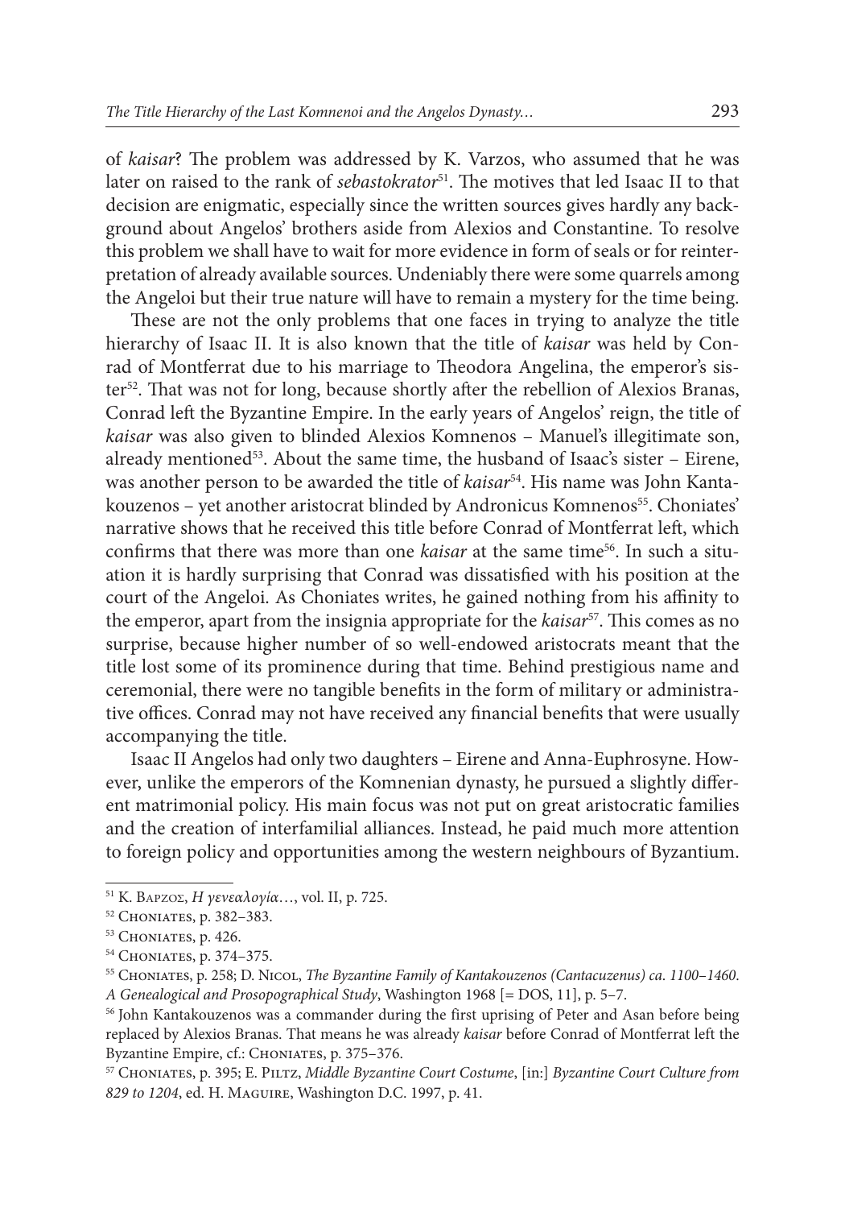of *kaisar*? The problem was addressed by K. Varzos, who assumed that he was later on raised to the rank of *sebastokrator*[51]. The motives that led Isaac II to that decision are enigmatic, especially since the written sources gives hardly any background about Angelos' brothers aside from Alexios and Constantine. To resolve this problem we shall have to wait for more evidence in form of seals or for reinterpretation of already available sources. Undeniably there were some quarrels among the Angeloi but their true nature will have to remain a mystery for the time being.

These are not the only problems that one faces in trying to analyze the title hierarchy of Isaac II. It is also known that the title of *kaisar* was held by Conrad of Montferrat due to his marriage to Theodora Angelina, the emperor's sister[52]. That was not for long, because shortly after the rebellion of Alexios Branas, Conrad left the Byzantine Empire. In the early years of Angelos' reign, the title of *kaisar* was also given to blinded Alexios Komnenos – Manuel's illegitimate son, already mentioned[53]. About the same time, the husband of Isaac's sister – Eirene, was another person to be awarded the title of *kaisar*[54]. His name was John Kantakouzenos – yet another aristocrat blinded by Andronicus Komnenos[55]. Choniates' narrative shows that he received this title before Conrad of Montferrat left, which confirms that there was more than one *kaisar* at the same time[56]. In such a situation it is hardly surprising that Conrad was dissatisfied with his position at the court of the Angeloi. As Choniates writes, he gained nothing from his affinity to the emperor, apart from the insignia appropriate for the *kaisar*[57]. This comes as no surprise, because higher number of so well-endowed aristocrats meant that the title lost some of its prominence during that time. Behind prestigious name and ceremonial, there were no tangible benefits in the form of military or administrative offices. Conrad may not have received any financial benefits that were usually accompanying the title.

Isaac II Angelos had only two daughters – Eirene and Anna-Euphrosyne. However, unlike the emperors of the Komnenian dynasty, he pursued a slightly different matrimonial policy. His main focus was not put on great aristocratic families and the creation of interfamilial alliances. Instead, he paid much more attention to foreign policy and opportunities among the western neighbours of Byzantium.

---

[51] K. Βαρζος, *Η γενεαλογία*…, vol. II, p. 725.

[52] Choniates, p. 382–383.

[53] Choniates, p. 426.

[54] Choniates, p. 374–375.

[55] Choniates, p. 258; D. Nicol, *The Byzantine Family of Kantakouzenos (Cantacuzenus) ca. 1100–1460. A Genealogical and Prosopographical Study*, Washington 1968 [= DOS, 11], p. 5–7.

[56] John Kantakouzenos was a commander during the first uprising of Peter and Asan before being replaced by Alexios Branas. That means he was already *kaisar* before Conrad of Montferrat left the Byzantine Empire, cf.: Choniates, p. 375–376.

[57] Choniates, p. 395; E. Piltz, *Middle Byzantine Court Costume*, [in:] *Byzantine Court Culture from 829 to 1204*, ed. H. Maguire, Washington D.C. 1997, p. 41.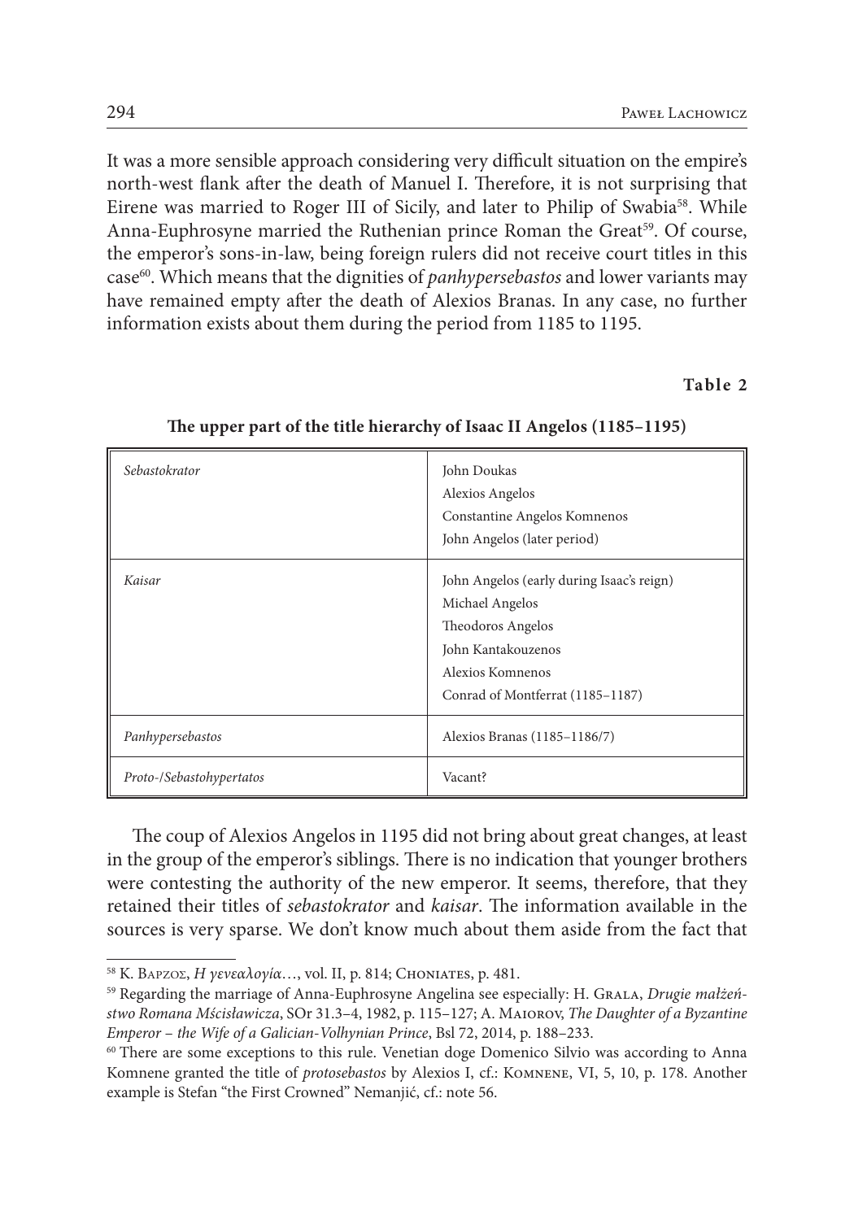It was a more sensible approach considering very difficult situation on the empire's north-west flank after the death of Manuel I. Therefore, it is not surprising that Eirene was married to Roger III of Sicily, and later to Philip of Swabia[58]. While Anna-Euphrosyne married the Ruthenian prince Roman the Great[59]. Of course, the emperor's sons-in-law, being foreign rulers did not receive court titles in this case[60]. Which means that the dignities of *panhypersebastos* and lower variants may have remained empty after the death of Alexios Branas. In any case, no further information exists about them during the period from 1185 to 1195.

**Table 2**

**The upper part of the title hierarchy of Isaac II Angelos (1185–1195)**

| | |
|---|---|
| *Sebastokrator* | John Doukas<br>Alexios Angelos<br>Constantine Angelos Komnenos<br>John Angelos (later period) |
| *Kaisar* | John Angelos (early during Isaac's reign)<br>Michael Angelos<br>Theodoros Angelos<br>John Kantakouzenos<br>Alexios Komnenos<br>Conrad of Montferrat (1185–1187) |
| *Panhypersebastos* | Alexios Branas (1185–1186/7) |
| *Proto-/Sebastohypertatos* | Vacant? |

The coup of Alexios Angelos in 1195 did not bring about great changes, at least in the group of the emperor's siblings. There is no indication that younger brothers were contesting the authority of the new emperor. It seems, therefore, that they retained their titles of *sebastokrator* and *kaisar*. The information available in the sources is very sparse. We don't know much about them aside from the fact that

---

[58] K. Βαρζος, *Η γενεαλογία*…, vol. II, p. 814; Choniates, p. 481.

[59] Regarding the marriage of Anna-Euphrosyne Angelina see especially: H. Grala, *Drugie małżeństwo Romana Mścisławicza*, SOr 31.3–4, 1982, p. 115–127; A. Maiorov, *The Daughter of a Byzantine Emperor – the Wife of a Galician-Volhynian Prince*, Bsl 72, 2014, p. 188–233.

[60] There are some exceptions to this rule. Venetian doge Domenico Silvio was according to Anna Komnene granted the title of *protosebastos* by Alexios I, cf.: Komnene, VI, 5, 10, p. 178. Another example is Stefan "the First Crowned" Nemanjić, cf.: note 56.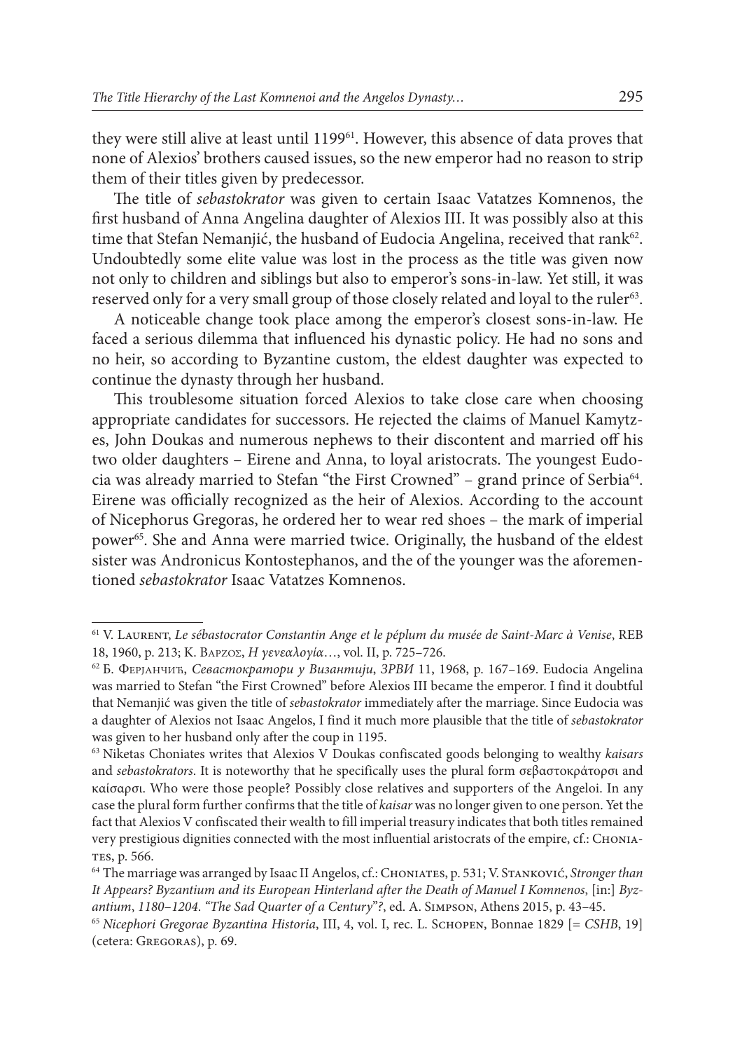they were still alive at least until 1199[61]. However, this absence of data proves that none of Alexios' brothers caused issues, so the new emperor had no reason to strip them of their titles given by predecessor.

The title of *sebastokrator* was given to certain Isaac Vatatzes Komnenos, the first husband of Anna Angelina daughter of Alexios III. It was possibly also at this time that Stefan Nemanjić, the husband of Eudocia Angelina, received that rank[62]. Undoubtedly some elite value was lost in the process as the title was given now not only to children and siblings but also to emperor's sons-in-law. Yet still, it was reserved only for a very small group of those closely related and loyal to the ruler[63].

A noticeable change took place among the emperor's closest sons-in-law. He faced a serious dilemma that influenced his dynastic policy. He had no sons and no heir, so according to Byzantine custom, the eldest daughter was expected to continue the dynasty through her husband.

This troublesome situation forced Alexios to take close care when choosing appropriate candidates for successors. He rejected the claims of Manuel Kamytzes, John Doukas and numerous nephews to their discontent and married off his two older daughters – Eirene and Anna, to loyal aristocrats. The youngest Eudocia was already married to Stefan "the First Crowned" – grand prince of Serbia[64]. Eirene was officially recognized as the heir of Alexios. According to the account of Nicephorus Gregoras, he ordered her to wear red shoes – the mark of imperial power[65]. She and Anna were married twice. Originally, the husband of the eldest sister was Andronicus Kontostephanos, and the of the younger was the aforementioned *sebastokrator* Isaac Vatatzes Komnenos.

---

[61] V. Laurent, *Le sébastocrator Constantin Ange et le péplum du musée de Saint-Marc à Venise*, REB 18, 1960, p. 213; Κ. Βαρζος, *Η γενεαλογία*…, vol. II, p. 725–726.

[62] Б. Ферјанчић, *Севастократори у Византији*, *ЗРВИ* 11, 1968, p. 167–169. Eudocia Angelina was married to Stefan "the First Crowned" before Alexios III became the emperor. I find it doubtful that Nemanjić was given the title of *sebastokrator* immediately after the marriage. Since Eudocia was a daughter of Alexios not Isaac Angelos, I find it much more plausible that the title of *sebastokrator* was given to her husband only after the coup in 1195.

[63] Niketas Choniates writes that Alexios V Doukas confiscated goods belonging to wealthy *kaisars* and *sebastokrators*. It is noteworthy that he specifically uses the plural form σεβαστοκράτορσι and καίσαρσι. Who were those people? Possibly close relatives and supporters of the Angeloi. In any case the plural form further confirms that the title of *kaisar* was no longer given to one person. Yet the fact that Alexios V confiscated their wealth to fill imperial treasury indicates that both titles remained very prestigious dignities connected with the most influential aristocrats of the empire, cf.: Choniates, p. 566.

[64] The marriage was arranged by Isaac II Angelos, cf.: Choniates, p. 531; V. Stanković, *Stronger than It Appears? Byzantium and its European Hinterland after the Death of Manuel I Komnenos*, [in:] *Byzantium*, *1180–1204. "The Sad Quarter of a Century"?*, ed. A. Simpson, Athens 2015, p. 43–45.

[65] *Nicephori Gregorae Byzantina Historia*, III, 4, vol. I, rec. L. Schopen, Bonnae 1829 [= *CSHB*, 19] (cetera: Gregoras), p. 69.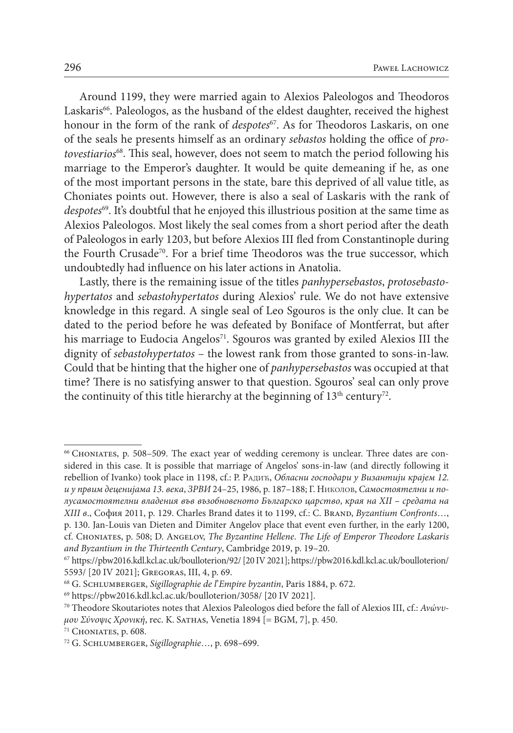Around 1199, they were married again to Alexios Paleologos and Theodoros Laskaris[66]. Paleologos, as the husband of the eldest daughter, received the highest honour in the form of the rank of *despotes*[67]. As for Theodoros Laskaris, on one of the seals he presents himself as an ordinary *sebastos* holding the office of *protovestiarios*[68]. This seal, however, does not seem to match the period following his marriage to the Emperor's daughter. It would be quite demeaning if he, as one of the most important persons in the state, bare this deprived of all value title, as Choniates points out. However, there is also a seal of Laskaris with the rank of *despotes*[69]. It's doubtful that he enjoyed this illustrious position at the same time as Alexios Paleologos. Most likely the seal comes from a short period after the death of Paleologos in early 1203, but before Alexios III fled from Constantinople during the Fourth Crusade[70]. For a brief time Theodoros was the true successor, which undoubtedly had influence on his later actions in Anatolia.

Lastly, there is the remaining issue of the titles *panhypersebastos*, *protosebastohypertatos* and *sebastohypertatos* during Alexios' rule. We do not have extensive knowledge in this regard. A single seal of Leo Sgouros is the only clue. It can be dated to the period before he was defeated by Boniface of Montferrat, but after his marriage to Eudocia Angelos[71]. Sgouros was granted by exiled Alexios III the dignity of *sebastohypertatos* – the lowest rank from those granted to sons-in-law. Could that be hinting that the higher one of *panhypersebastos* was occupied at that time? There is no satisfying answer to that question. Sgouros' seal can only prove the continuity of this title hierarchy at the beginning of 13th century[72].

---

[66] Choniates, p. 508–509. The exact year of wedding ceremony is unclear. Three dates are considered in this case. It is possible that marriage of Angelos' sons-in-law (and directly following it rebellion of Ivanko) took place in 1198, cf.: Р. Радић, *Обласни господари у Византији крајем 12. и у првим деценијама 13. века*, *ЗРВИ* 24–25, 1986, p. 187–188; Г. Николов, *Самостоятелни и полусамостоятелни владения във възобновеното Българско царство, края на XII – средата на XIII в.*, София 2011, p. 129. Charles Brand dates it to 1199, cf.: C. Brand, *Byzantium Confronts*…, p. 130. Jan-Louis van Dieten and Dimiter Angelov place that event even further, in the early 1200, cf. Choniates, p. 508; D. Angelov, *The Byzantine Hellene. The Life of Emperor Theodore Laskaris and Byzantium in the Thirteenth Century*, Cambridge 2019, p. 19–20.

[67] https://pbw2016.kdl.kcl.ac.uk/boulloterion/92/ [20 IV 2021]; https://pbw2016.kdl.kcl.ac.uk/boulloterion/5593/ [20 IV 2021]; Gregoras, III, 4, p. 69.

[68] G. Schlumberger, *Sigillographie de l'Empire byzantin*, Paris 1884, p. 672.

[69] https://pbw2016.kdl.kcl.ac.uk/boulloterion/3058/ [20 IV 2021].

[70] Theodore Skoutariotes notes that Alexios Paleologos died before the fall of Alexios III, cf.: *Ανώνυμου Σύνοψις Χρονική*, rec. K. Sathas, Venetia 1894 [= BGM, 7], p. 450.

[71] Choniates, p. 608.

[72] G. Schlumberger, *Sigillographie*…, p. 698–699.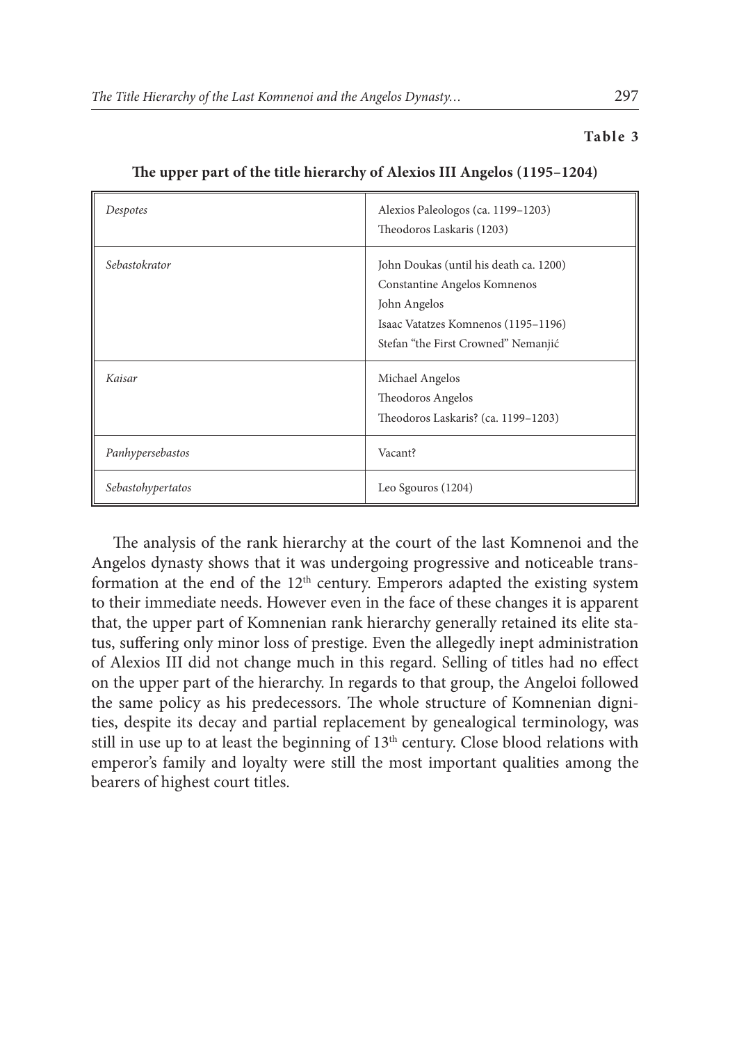**Table 3**

**The upper part of the title hierarchy of Alexios III Angelos (1195–1204)**

| | |
|---|---|
| *Despotes* | Alexios Paleologos (ca. 1199–1203)<br>Theodoros Laskaris (1203) |
| *Sebastokrator* | John Doukas (until his death ca. 1200)<br>Constantine Angelos Komnenos<br>John Angelos<br>Isaac Vatatzes Komnenos (1195–1196)<br>Stefan "the First Crowned" Nemanjić |
| *Kaisar* | Michael Angelos<br>Theodoros Angelos<br>Theodoros Laskaris? (ca. 1199–1203) |
| *Panhypersebastos* | Vacant? |
| *Sebastohypertatos* | Leo Sgouros (1204) |

The analysis of the rank hierarchy at the court of the last Komnenoi and the Angelos dynasty shows that it was undergoing progressive and noticeable transformation at the end of the 12th century. Emperors adapted the existing system to their immediate needs. However even in the face of these changes it is apparent that, the upper part of Komnenian rank hierarchy generally retained its elite status, suffering only minor loss of prestige. Even the allegedly inept administration of Alexios III did not change much in this regard. Selling of titles had no effect on the upper part of the hierarchy. In regards to that group, the Angeloi followed the same policy as his predecessors. The whole structure of Komnenian dignities, despite its decay and partial replacement by genealogical terminology, was still in use up to at least the beginning of 13th century. Close blood relations with emperor's family and loyalty were still the most important qualities among the bearers of highest court titles.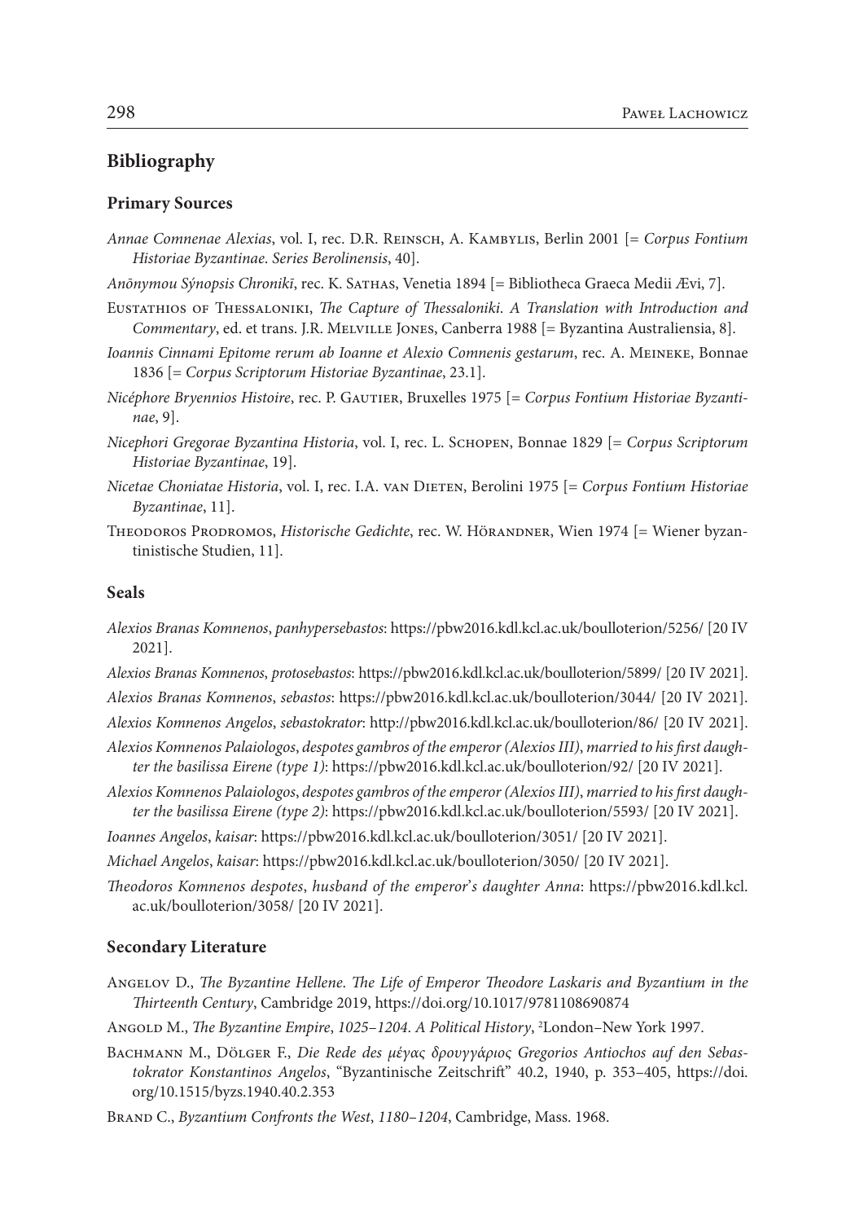## Bibliography

### Primary Sources

*Annae Comnenae Alexias*, vol. I, rec. D.R. Reinsch, A. Kambylis, Berlin 2001 [= *Corpus Fontium Historiae Byzantinae. Series Berolinensis*, 40].

*Anōnymou Sýnopsis Chronikī*, rec. K. Sathas, Venetia 1894 [= Bibliotheca Graeca Medii Ævi, 7].

Eustathios of Thessaloniki, *The Capture of Thessaloniki. A Translation with Introduction and Commentary*, ed. et trans. J.R. Melville Jones, Canberra 1988 [= Byzantina Australiensia, 8].

*Ioannis Cinnami Epitome rerum ab Ioanne et Alexio Comnenis gestarum*, rec. A. Meineke, Bonnae 1836 [= *Corpus Scriptorum Historiae Byzantinae*, 23.1].

*Nicéphore Bryennios Histoire*, rec. P. Gautier, Bruxelles 1975 [= *Corpus Fontium Historiae Byzantinae*, 9].

*Nicephori Gregorae Byzantina Historia*, vol. I, rec. L. Schopen, Bonnae 1829 [= *Corpus Scriptorum Historiae Byzantinae*, 19].

*Nicetae Choniatae Historia*, vol. I, rec. I.A. van Dieten, Berolini 1975 [= *Corpus Fontium Historiae Byzantinae*, 11].

Theodoros Prodromos, *Historische Gedichte*, rec. W. Hörandner, Wien 1974 [= Wiener byzantinistische Studien, 11].

### Seals

*Alexios Branas Komnenos*, *panhypersebastos*: https://pbw2016.kdl.kcl.ac.uk/boulloterion/5256/ [20 IV 2021].

*Alexios Branas Komnenos*, *protosebastos*: https://pbw2016.kdl.kcl.ac.uk/boulloterion/5899/ [20 IV 2021].

*Alexios Branas Komnenos*, *sebastos*: https://pbw2016.kdl.kcl.ac.uk/boulloterion/3044/ [20 IV 2021].

*Alexios Komnenos Angelos*, *sebastokrator*: http://pbw2016.kdl.kcl.ac.uk/boulloterion/86/ [20 IV 2021].

*Alexios Komnenos Palaiologos*, *despotes gambros of the emperor (Alexios III)*, *married to his first daughter the basilissa Eirene (type 1)*: https://pbw2016.kdl.kcl.ac.uk/boulloterion/92/ [20 IV 2021].

*Alexios Komnenos Palaiologos*, *despotes gambros of the emperor (Alexios III)*, *married to his first daughter the basilissa Eirene (type 2)*: https://pbw2016.kdl.kcl.ac.uk/boulloterion/5593/ [20 IV 2021].

*Ioannes Angelos*, *kaisar*: https://pbw2016.kdl.kcl.ac.uk/boulloterion/3051/ [20 IV 2021].

*Michael Angelos*, *kaisar*: https://pbw2016.kdl.kcl.ac.uk/boulloterion/3050/ [20 IV 2021].

*Theodoros Komnenos despotes*, *husband of the emperor's daughter Anna*: https://pbw2016.kdl.kcl.ac.uk/boulloterion/3058/ [20 IV 2021].

### Secondary Literature

Angelov D., *The Byzantine Hellene. The Life of Emperor Theodore Laskaris and Byzantium in the Thirteenth Century*, Cambridge 2019, https://doi.org/10.1017/9781108690874

Angold M., *The Byzantine Empire*, *1025–1204*. *A Political History*, [2]London–New York 1997.

Bachmann M., Dölger F., *Die Rede des μέγας δρουγγάριος Gregorios Antiochos auf den Sebastokrator Konstantinos Angelos*, "Byzantinische Zeitschrift" 40.2, 1940, p. 353–405, https://doi.org/10.1515/byzs.1940.40.2.353

Brand C., *Byzantium Confronts the West*, *1180–1204*, Cambridge, Mass. 1968.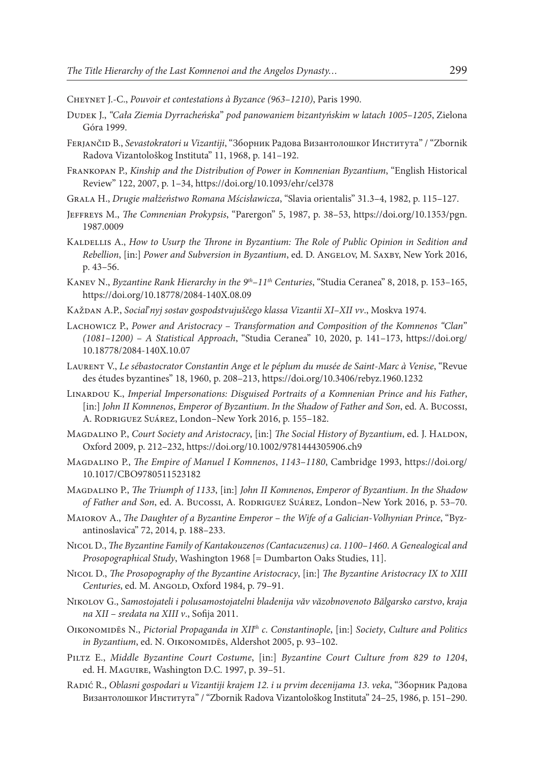Cheynet J.-C., *Pouvoir et contestations à Byzance (963–1210)*, Paris 1990.

Dudek J., *"Cała Ziemia Dyrracheńska" pod panowaniem bizantyńskim w latach 1005–1205*, Zielona Góra 1999.

Ferjančić B., *Sevastokratori u Vizantiji*, "Зборник Радова Византолошког Института" / "Zbornik Radova Vizantološkog Instituta" 11, 1968, p. 141–192.

Frankopan P., *Kinship and the Distribution of Power in Komnenian Byzantium*, "English Historical Review" 122, 2007, p. 1–34, https://doi.org/10.1093/ehr/cel378

Grala H., *Drugie małżeństwo Romana Mścisławicza*, "Slavia orientalis" 31.3–4, 1982, p. 115–127.

Jeffreys M., *The Comnenian Prokypsis*, "Parergon" 5, 1987, p. 38–53, https://doi.org/10.1353/pgn.1987.0009

Kaldellis A., *How to Usurp the Throne in Byzantium: The Role of Public Opinion in Sedition and Rebellion*, [in:] *Power and Subversion in Byzantium*, ed. D. Angelov, M. Saxby, New York 2016, p. 43–56.

Kanev N., *Byzantine Rank Hierarchy in the 9th–11th Centuries*, "Studia Ceranea" 8, 2018, p. 153–165, https://doi.org/10.18778/2084-140X.08.09

Každan A.P., *Social'nyj sostav gospodstvujuščego klassa Vizantii XI–XII vv*., Moskva 1974.

Lachowicz P., *Power and Aristocracy – Transformation and Composition of the Komnenos "Clan" (1081–1200) – A Statistical Approach*, "Studia Ceranea" 10, 2020, p. 141–173, https://doi.org/10.18778/2084-140X.10.07

Laurent V., *Le sébastocrator Constantin Ange et le péplum du musée de Saint-Marc à Venise*, "Revue des études byzantines" 18, 1960, p. 208–213, https://doi.org/10.3406/rebyz.1960.1232

Linardou K., *Imperial Impersonations: Disguised Portraits of a Komnenian Prince and his Father*, [in:] *John II Komnenos, Emperor of Byzantium. In the Shadow of Father and Son*, ed. A. Bucossi, A. Rodriguez Suárez, London–New York 2016, p. 155–182.

Magdalino P., *Court Society and Aristocracy*, [in:] *The Social History of Byzantium*, ed. J. Haldon, Oxford 2009, p. 212–232, https://doi.org/10.1002/9781444305906.ch9

Magdalino P., *The Empire of Manuel I Komnenos, 1143–1180*, Cambridge 1993, https://doi.org/10.1017/CBO9780511523182

Magdalino P., *The Triumph of 1133*, [in:] *John II Komnenos, Emperor of Byzantium. In the Shadow of Father and Son*, ed. A. Bucossi, A. Rodriguez Suárez, London–New York 2016, p. 53–70.

Maiorov A., *The Daughter of a Byzantine Emperor – the Wife of a Galician-Volhynian Prince*, "Byzantinoslavica" 72, 2014, p. 188–233.

Nicol D., *The Byzantine Family of Kantakouzenos (Cantacuzenus) ca. 1100–1460. A Genealogical and Prosopographical Study*, Washington 1968 [= Dumbarton Oaks Studies, 11].

Nicol D., *The Prosopography of the Byzantine Aristocracy*, [in:] *The Byzantine Aristocracy IX to XIII Centuries*, ed. M. Angold, Oxford 1984, p. 79–91.

Nikolov G., *Samostojateli i polusamostojatelni bladenija văv văzobnovenoto Bălgarsko carstvo, kraja na XII – sredata na XIII v*., Sofija 2011.

Oikonomidēs N., *Pictorial Propaganda in XIIth c. Constantinople*, [in:] *Society, Culture and Politics in Byzantium*, ed. N. Oikonomidēs, Aldershot 2005, p. 93–102.

Piltz E., *Middle Byzantine Court Costume*, [in:] *Byzantine Court Culture from 829 to 1204*, ed. H. Maguire, Washington D.C. 1997, p. 39–51.

Radić R., *Oblasni gospodari u Vizantiji krajem 12. i u prvim decenijama 13. veka*, "Зборник Радова Византолошког Института" / "Zbornik Radova Vizantološkog Instituta" 24–25, 1986, p. 151–290.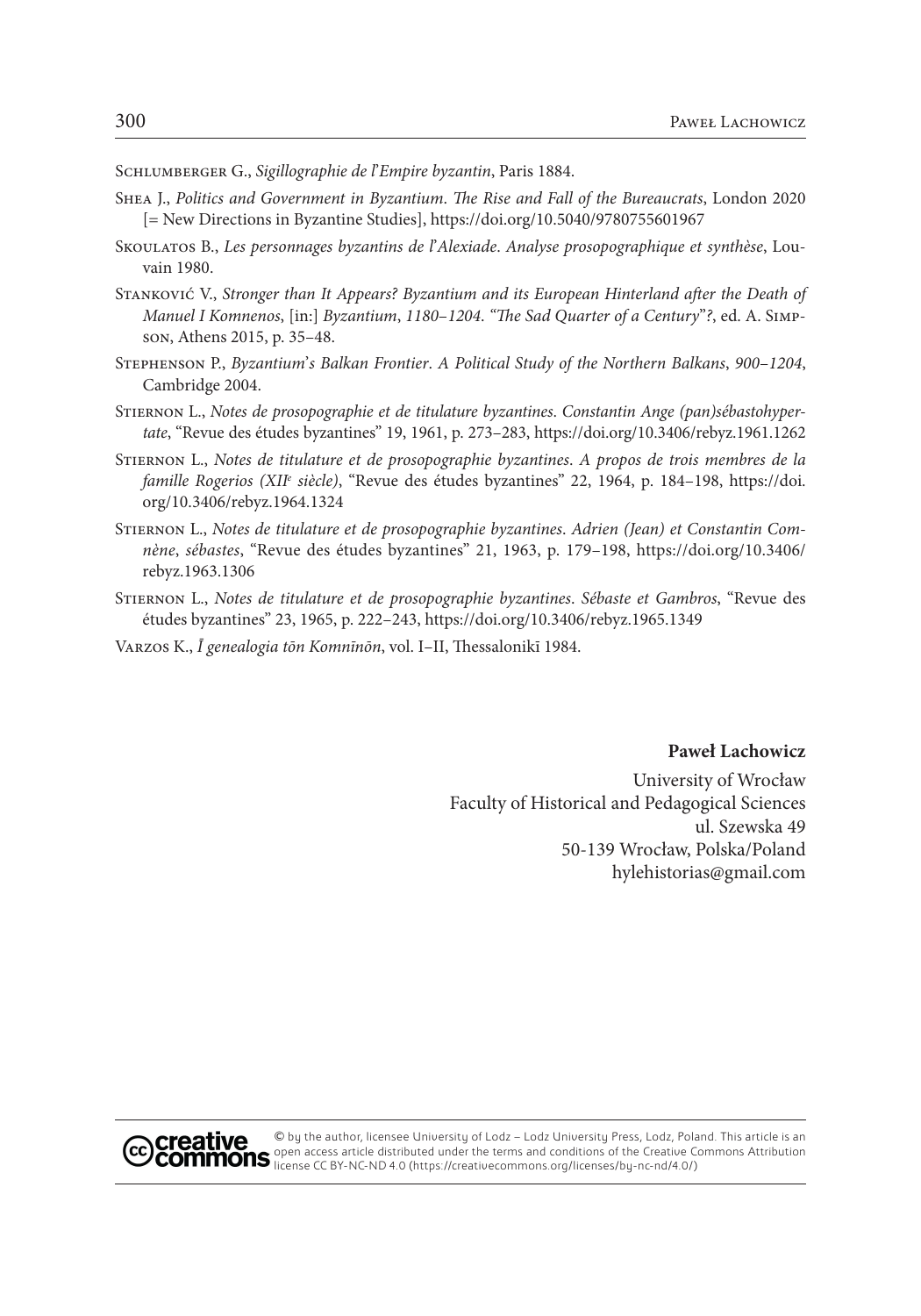Schlumberger G., *Sigillographie de l'Empire byzantin*, Paris 1884.

Shea J., *Politics and Government in Byzantium. The Rise and Fall of the Bureaucrats*, London 2020 [= New Directions in Byzantine Studies], https://doi.org/10.5040/9780755601967

Skoulatos B., *Les personnages byzantins de l'Alexiade. Analyse prosopographique et synthèse*, Louvain 1980.

Stanković V., *Stronger than It Appears? Byzantium and its European Hinterland after the Death of Manuel I Komnenos*, [in:] *Byzantium*, *1180–1204*. *"The Sad Quarter of a Century"?*, ed. A. Simpson, Athens 2015, p. 35–48.

Stephenson P., *Byzantium's Balkan Frontier*. *A Political Study of the Northern Balkans*, *900–1204*, Cambridge 2004.

Stiernon L., *Notes de prosopographie et de titulature byzantines*. *Constantin Ange (pan)sébastohypertate*, "Revue des études byzantines" 19, 1961, p. 273–283, https://doi.org/10.3406/rebyz.1961.1262

Stiernon L., *Notes de titulature et de prosopographie byzantines*. *A propos de trois membres de la famille Rogerios (XII[e] siècle)*, "Revue des études byzantines" 22, 1964, p. 184–198, https://doi.org/10.3406/rebyz.1964.1324

Stiernon L., *Notes de titulature et de prosopographie byzantines*. *Adrien (Jean) et Constantin Comnène*, *sébastes*, "Revue des études byzantines" 21, 1963, p. 179–198, https://doi.org/10.3406/rebyz.1963.1306

Stiernon L., *Notes de titulature et de prosopographie byzantines*. *Sébaste et Gambros*, "Revue des études byzantines" 23, 1965, p. 222–243, https://doi.org/10.3406/rebyz.1965.1349

Varzos K., *Ī genealogia tōn Komnīnōn*, vol. I–II, Thessalonikī 1984.

**Paweł Lachowicz**

University of Wrocław
Faculty of Historical and Pedagogical Sciences
ul. Szewska 49
50-139 Wrocław, Polska/Poland
hylehistorias@gmail.com

© by the author, licensee University of Lodz – Lodz University Press, Lodz, Poland. This article is an open access article distributed under the terms and conditions of the Creative Commons Attribution license CC BY-NC-ND 4.0 (https://creativecommons.org/licenses/by-nc-nd/4.0/)